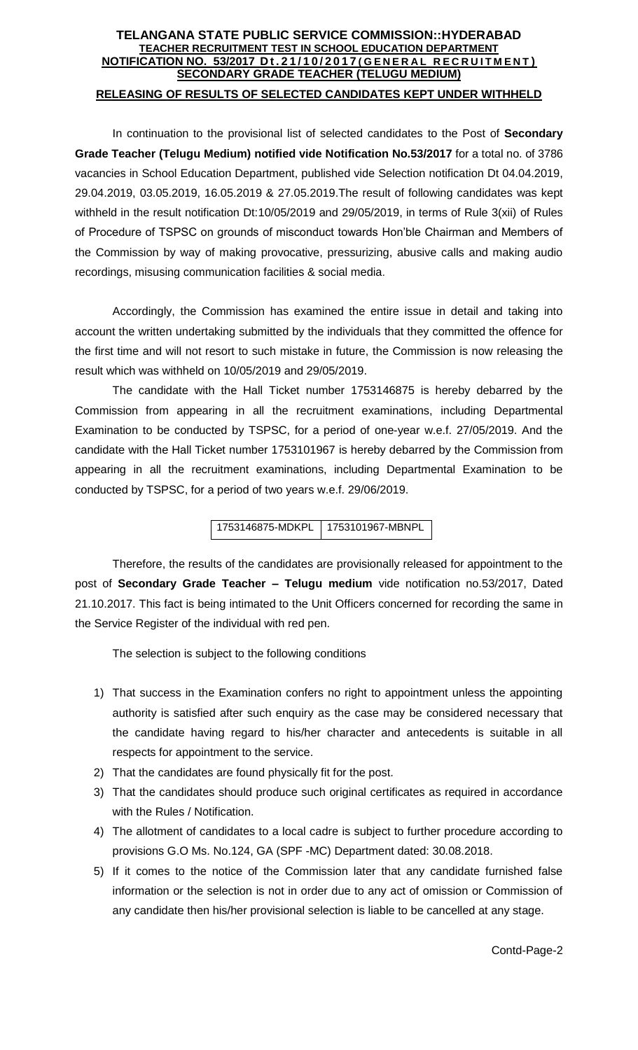# TELANGANA STATE PUBLIC SERVICE COMMISSION::HYDERABAD

## TEACHER RECRUITMENT TEST IN SCHOOL EDUCATION DEPARTMENT

## NOTIFICATION NO. 53/2017 Dt.21/10/2017(GENERAL RECRUITMENT)

## SECONDARY GRADE TEACHER (TELUGU MEDIUM)

## RELEASING OF RESULTS OF SELECTED CANDIDATES KEPT UNDER WITHHELD

In continuation to the provisional list of selected candidates to the Post of **Secondary Grade Teacher (Telugu Medium) notified vide Notification No.53/2017** for a total no. of 3786 vacancies in School Education Department, published vide Selection notification Dt 04.04.2019, 29.04.2019, 03.05.2019, 16.05.2019 & 27.05.2019.The result of following candidates was kept withheld in the result notification Dt:10/05/2019 and 29/05/2019, in terms of Rule 3(xii) of Rules of Procedure of TSPSC on grounds of misconduct towards Hon'ble Chairman and Members of the Commission by way of making provocative, pressurizing, abusive calls and making audio recordings, misusing communication facilities & social media.

Accordingly, the Commission has examined the entire issue in detail and taking into account the written undertaking submitted by the individuals that they committed the offence for the first time and will not resort to such mistake in future, the Commission is now releasing the result which was withheld on 10/05/2019 and 29/05/2019.

The candidate with the Hall Ticket number 1753146875 is hereby debarred by the Commission from appearing in all the recruitment examinations, including Departmental Examination to be conducted by TSPSC, for a period of one-year w.e.f. 27/05/2019. And the candidate with the Hall Ticket number 1753101967 is hereby debarred by the Commission from appearing in all the recruitment examinations, including Departmental Examination to be conducted by TSPSC, for a period of two years w.e.f. 29/06/2019.

| 1753146875-MDKPL | 1753101967-MBNPL |
|---|---|

Therefore, the results of the candidates are provisionally released for appointment to the post of **Secondary Grade Teacher – Telugu medium** vide notification no.53/2017, Dated 21.10.2017. This fact is being intimated to the Unit Officers concerned for recording the same in the Service Register of the individual with red pen.

The selection is subject to the following conditions

1) That success in the Examination confers no right to appointment unless the appointing authority is satisfied after such enquiry as the case may be considered necessary that the candidate having regard to his/her character and antecedents is suitable in all respects for appointment to the service.
2) That the candidates are found physically fit for the post.
3) That the candidates should produce such original certificates as required in accordance with the Rules / Notification.
4) The allotment of candidates to a local cadre is subject to further procedure according to provisions G.O Ms. No.124, GA (SPF -MC) Department dated: 30.08.2018.
5) If it comes to the notice of the Commission later that any candidate furnished false information or the selection is not in order due to any act of omission or Commission of any candidate then his/her provisional selection is liable to be cancelled at any stage.

Contd-Page-2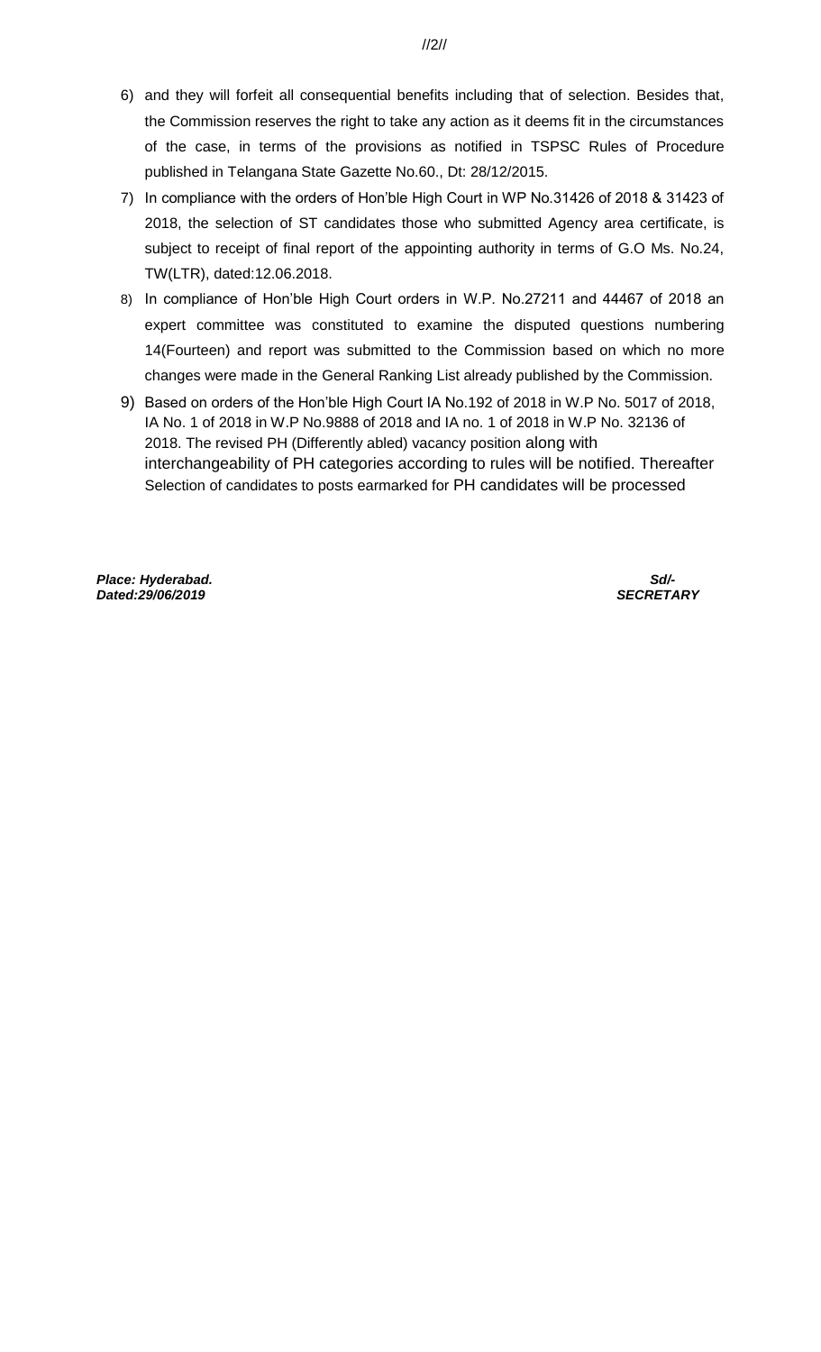6) and they will forfeit all consequential benefits including that of selection. Besides that, the Commission reserves the right to take any action as it deems fit in the circumstances of the case, in terms of the provisions as notified in TSPSC Rules of Procedure published in Telangana State Gazette No.60., Dt: 28/12/2015.

7) In compliance with the orders of Hon'ble High Court in WP No.31426 of 2018 & 31423 of 2018, the selection of ST candidates those who submitted Agency area certificate, is subject to receipt of final report of the appointing authority in terms of G.O Ms. No.24, TW(LTR), dated:12.06.2018.

8) In compliance of Hon'ble High Court orders in W.P. No.27211 and 44467 of 2018 an expert committee was constituted to examine the disputed questions numbering 14(Fourteen) and report was submitted to the Commission based on which no more changes were made in the General Ranking List already published by the Commission.

9) Based on orders of the Hon'ble High Court IA No.192 of 2018 in W.P No. 5017 of 2018, IA No. 1 of 2018 in W.P No.9888 of 2018 and IA no. 1 of 2018 in W.P No. 32136 of 2018. The revised PH (Differently abled) vacancy position along with interchangeability of PH categories according to rules will be notified. Thereafter Selection of candidates to posts earmarked for PH candidates will be processed

***Place: Hyderabad.***
***Dated:29/06/2019***

***Sd/-***
***SECRETARY***